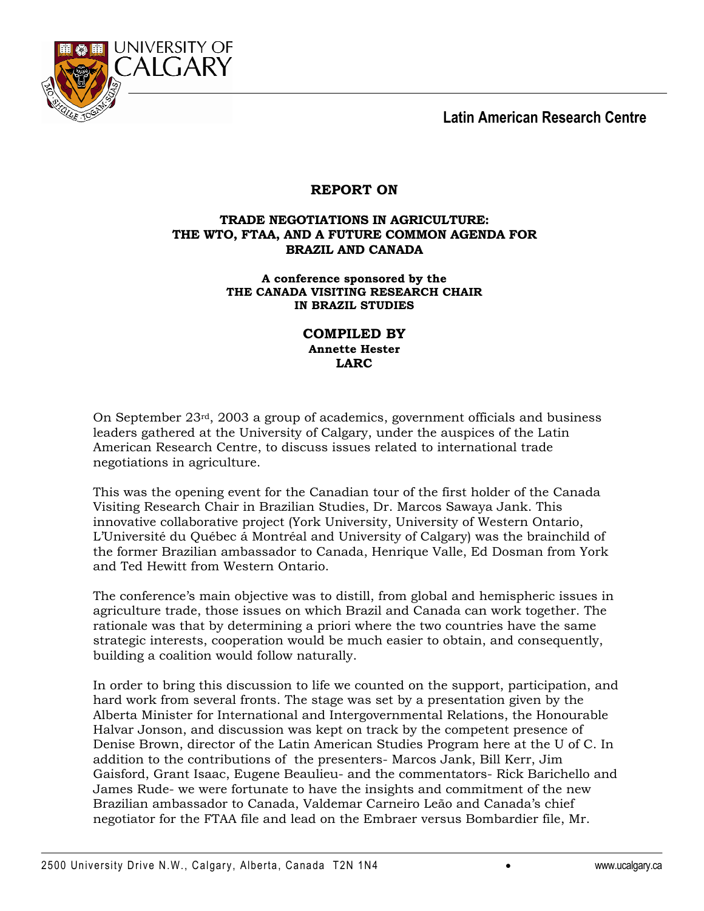UNIVERSITY OF CALGARY

**Latin American Research Centre**

# REPORT ON

## TRADE NEGOTIATIONS IN AGRICULTURE: THE WTO, FTAA, AND A FUTURE COMMON AGENDA FOR BRAZIL AND CANADA

**A conference sponsored by the THE CANADA VISITING RESEARCH CHAIR IN BRAZIL STUDIES**

**COMPILED BY**
**Annette Hester**
**LARC**

On September 23rd, 2003 a group of academics, government officials and business leaders gathered at the University of Calgary, under the auspices of the Latin American Research Centre, to discuss issues related to international trade negotiations in agriculture.

This was the opening event for the Canadian tour of the first holder of the Canada Visiting Research Chair in Brazilian Studies, Dr. Marcos Sawaya Jank. This innovative collaborative project (York University, University of Western Ontario, L'Université du Québec á Montréal and University of Calgary) was the brainchild of the former Brazilian ambassador to Canada, Henrique Valle, Ed Dosman from York and Ted Hewitt from Western Ontario.

The conference's main objective was to distill, from global and hemispheric issues in agriculture trade, those issues on which Brazil and Canada can work together. The rationale was that by determining a priori where the two countries have the same strategic interests, cooperation would be much easier to obtain, and consequently, building a coalition would follow naturally.

In order to bring this discussion to life we counted on the support, participation, and hard work from several fronts. The stage was set by a presentation given by the Alberta Minister for International and Intergovernmental Relations, the Honourable Halvar Jonson, and discussion was kept on track by the competent presence of Denise Brown, director of the Latin American Studies Program here at the U of C. In addition to the contributions of the presenters- Marcos Jank, Bill Kerr, Jim Gaisford, Grant Isaac, Eugene Beaulieu- and the commentators- Rick Barichello and James Rude- we were fortunate to have the insights and commitment of the new Brazilian ambassador to Canada, Valdemar Carneiro Leão and Canada's chief negotiator for the FTAA file and lead on the Embraer versus Bombardier file, Mr.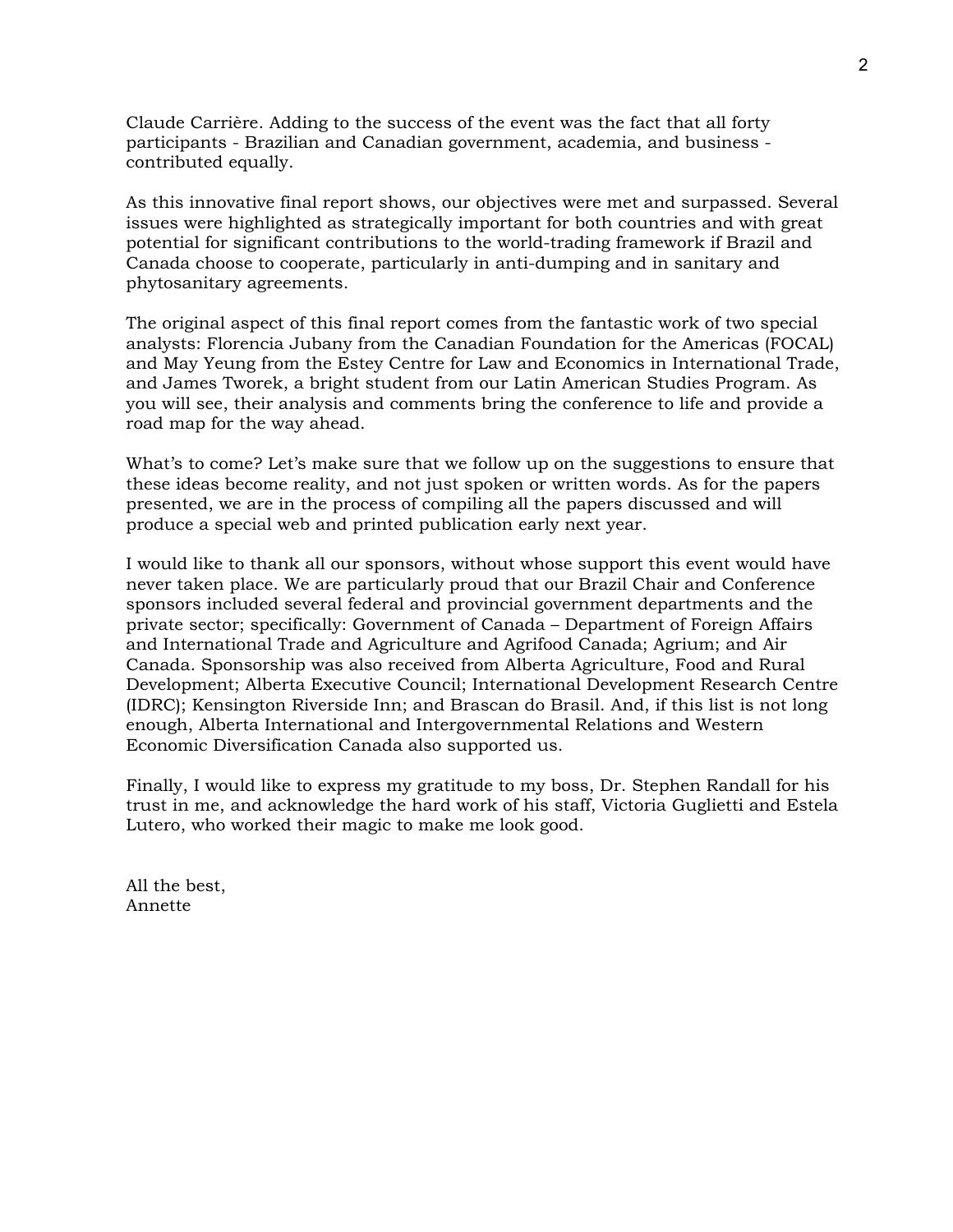Claude Carrière. Adding to the success of the event was the fact that all forty participants - Brazilian and Canadian government, academia, and business - contributed equally.

As this innovative final report shows, our objectives were met and surpassed. Several issues were highlighted as strategically important for both countries and with great potential for significant contributions to the world-trading framework if Brazil and Canada choose to cooperate, particularly in anti-dumping and in sanitary and phytosanitary agreements.

The original aspect of this final report comes from the fantastic work of two special analysts: Florencia Jubany from the Canadian Foundation for the Americas (FOCAL) and May Yeung from the Estey Centre for Law and Economics in International Trade, and James Tworek, a bright student from our Latin American Studies Program. As you will see, their analysis and comments bring the conference to life and provide a road map for the way ahead.

What's to come? Let's make sure that we follow up on the suggestions to ensure that these ideas become reality, and not just spoken or written words. As for the papers presented, we are in the process of compiling all the papers discussed and will produce a special web and printed publication early next year.

I would like to thank all our sponsors, without whose support this event would have never taken place. We are particularly proud that our Brazil Chair and Conference sponsors included several federal and provincial government departments and the private sector; specifically: Government of Canada – Department of Foreign Affairs and International Trade and Agriculture and Agrifood Canada; Agrium; and Air Canada. Sponsorship was also received from Alberta Agriculture, Food and Rural Development; Alberta Executive Council; International Development Research Centre (IDRC); Kensington Riverside Inn; and Brascan do Brasil. And, if this list is not long enough, Alberta International and Intergovernmental Relations and Western Economic Diversification Canada also supported us.

Finally, I would like to express my gratitude to my boss, Dr. Stephen Randall for his trust in me, and acknowledge the hard work of his staff, Victoria Guglietti and Estela Lutero, who worked their magic to make me look good.

All the best,  
Annette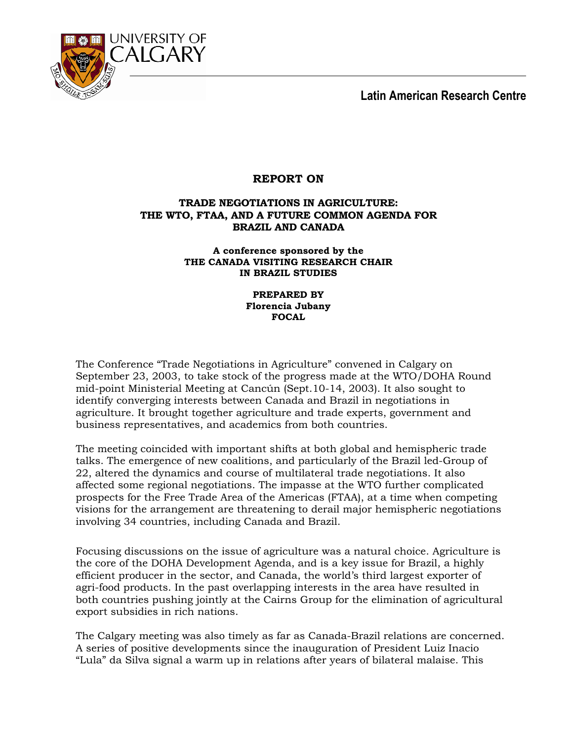UNIVERSITY OF CALGARY

Latin American Research Centre

# REPORT ON

## TRADE NEGOTIATIONS IN AGRICULTURE: THE WTO, FTAA, AND A FUTURE COMMON AGENDA FOR BRAZIL AND CANADA

**A conference sponsored by the THE CANADA VISITING RESEARCH CHAIR IN BRAZIL STUDIES**

**PREPARED BY**
**Florencia Jubany**
**FOCAL**

The Conference "Trade Negotiations in Agriculture" convened in Calgary on September 23, 2003, to take stock of the progress made at the WTO/DOHA Round mid-point Ministerial Meeting at Cancún (Sept.10-14, 2003). It also sought to identify converging interests between Canada and Brazil in negotiations in agriculture. It brought together agriculture and trade experts, government and business representatives, and academics from both countries.

The meeting coincided with important shifts at both global and hemispheric trade talks. The emergence of new coalitions, and particularly of the Brazil led-Group of 22, altered the dynamics and course of multilateral trade negotiations. It also affected some regional negotiations. The impasse at the WTO further complicated prospects for the Free Trade Area of the Americas (FTAA), at a time when competing visions for the arrangement are threatening to derail major hemispheric negotiations involving 34 countries, including Canada and Brazil.

Focusing discussions on the issue of agriculture was a natural choice. Agriculture is the core of the DOHA Development Agenda, and is a key issue for Brazil, a highly efficient producer in the sector, and Canada, the world's third largest exporter of agri-food products. In the past overlapping interests in the area have resulted in both countries pushing jointly at the Cairns Group for the elimination of agricultural export subsidies in rich nations.

The Calgary meeting was also timely as far as Canada-Brazil relations are concerned. A series of positive developments since the inauguration of President Luiz Inacio "Lula" da Silva signal a warm up in relations after years of bilateral malaise. This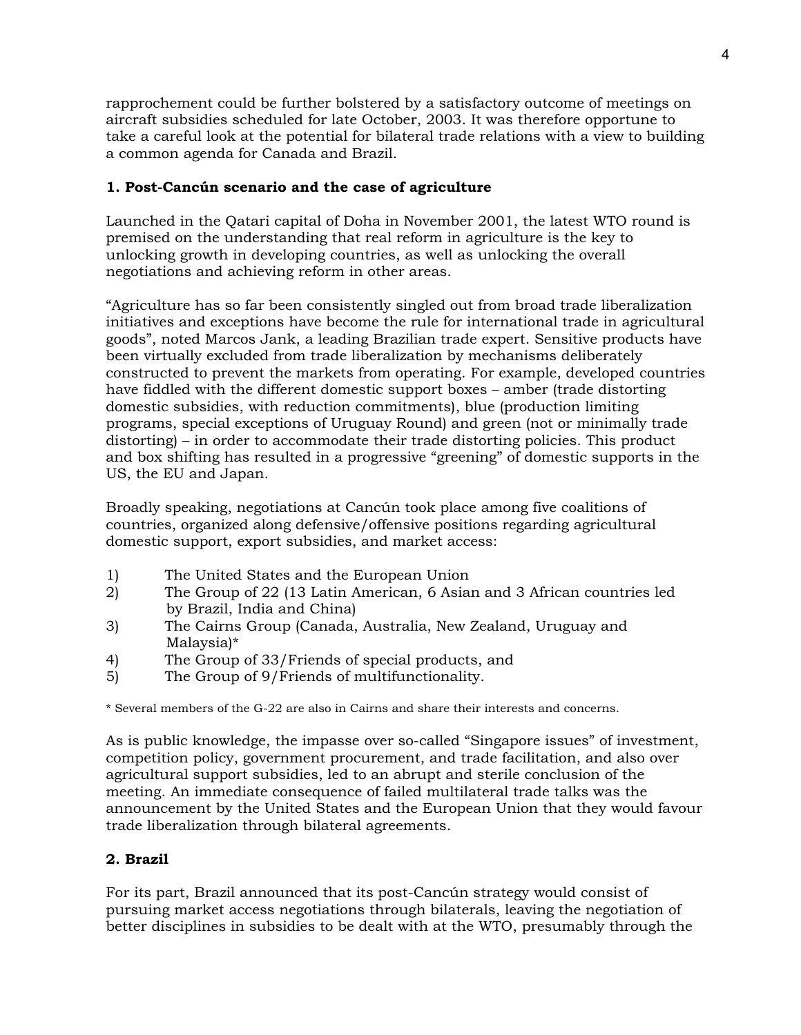rapprochement could be further bolstered by a satisfactory outcome of meetings on aircraft subsidies scheduled for late October, 2003. It was therefore opportune to take a careful look at the potential for bilateral trade relations with a view to building a common agenda for Canada and Brazil.

## 1. Post-Cancún scenario and the case of agriculture

Launched in the Qatari capital of Doha in November 2001, the latest WTO round is premised on the understanding that real reform in agriculture is the key to unlocking growth in developing countries, as well as unlocking the overall negotiations and achieving reform in other areas.

"Agriculture has so far been consistently singled out from broad trade liberalization initiatives and exceptions have become the rule for international trade in agricultural goods", noted Marcos Jank, a leading Brazilian trade expert. Sensitive products have been virtually excluded from trade liberalization by mechanisms deliberately constructed to prevent the markets from operating. For example, developed countries have fiddled with the different domestic support boxes – amber (trade distorting domestic subsidies, with reduction commitments), blue (production limiting programs, special exceptions of Uruguay Round) and green (not or minimally trade distorting) – in order to accommodate their trade distorting policies. This product and box shifting has resulted in a progressive "greening" of domestic supports in the US, the EU and Japan.

Broadly speaking, negotiations at Cancún took place among five coalitions of countries, organized along defensive/offensive positions regarding agricultural domestic support, export subsidies, and market access:

1) The United States and the European Union
2) The Group of 22 (13 Latin American, 6 Asian and 3 African countries led by Brazil, India and China)
3) The Cairns Group (Canada, Australia, New Zealand, Uruguay and Malaysia)*
4) The Group of 33/Friends of special products, and
5) The Group of 9/Friends of multifunctionality.

* Several members of the G-22 are also in Cairns and share their interests and concerns.

As is public knowledge, the impasse over so-called "Singapore issues" of investment, competition policy, government procurement, and trade facilitation, and also over agricultural support subsidies, led to an abrupt and sterile conclusion of the meeting. An immediate consequence of failed multilateral trade talks was the announcement by the United States and the European Union that they would favour trade liberalization through bilateral agreements.

## 2. Brazil

For its part, Brazil announced that its post-Cancún strategy would consist of pursuing market access negotiations through bilaterals, leaving the negotiation of better disciplines in subsidies to be dealt with at the WTO, presumably through the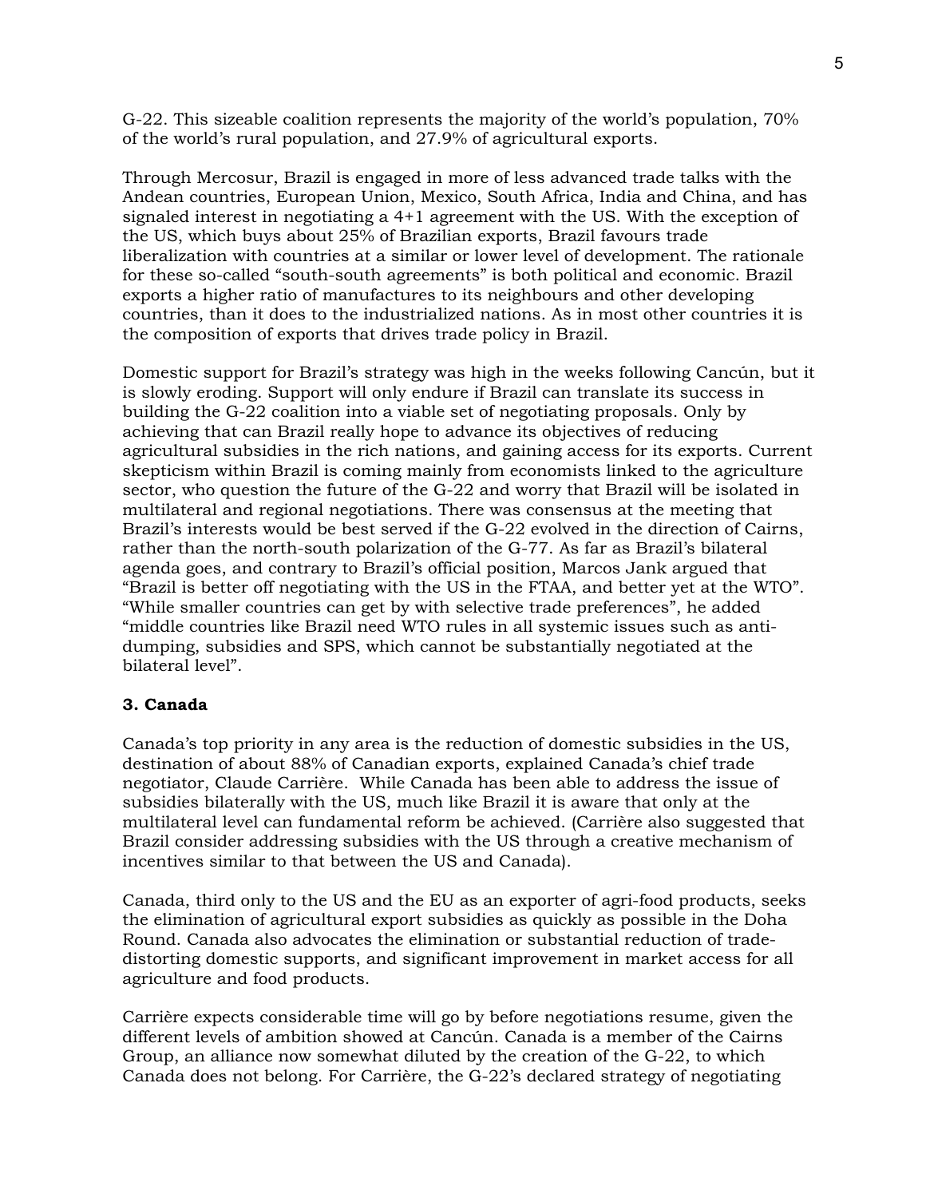G-22. This sizeable coalition represents the majority of the world's population, 70% of the world's rural population, and 27.9% of agricultural exports.

Through Mercosur, Brazil is engaged in more of less advanced trade talks with the Andean countries, European Union, Mexico, South Africa, India and China, and has signaled interest in negotiating a 4+1 agreement with the US. With the exception of the US, which buys about 25% of Brazilian exports, Brazil favours trade liberalization with countries at a similar or lower level of development. The rationale for these so-called "south-south agreements" is both political and economic. Brazil exports a higher ratio of manufactures to its neighbours and other developing countries, than it does to the industrialized nations. As in most other countries it is the composition of exports that drives trade policy in Brazil.

Domestic support for Brazil's strategy was high in the weeks following Cancún, but it is slowly eroding. Support will only endure if Brazil can translate its success in building the G-22 coalition into a viable set of negotiating proposals. Only by achieving that can Brazil really hope to advance its objectives of reducing agricultural subsidies in the rich nations, and gaining access for its exports. Current skepticism within Brazil is coming mainly from economists linked to the agriculture sector, who question the future of the G-22 and worry that Brazil will be isolated in multilateral and regional negotiations. There was consensus at the meeting that Brazil's interests would be best served if the G-22 evolved in the direction of Cairns, rather than the north-south polarization of the G-77. As far as Brazil's bilateral agenda goes, and contrary to Brazil's official position, Marcos Jank argued that "Brazil is better off negotiating with the US in the FTAA, and better yet at the WTO". "While smaller countries can get by with selective trade preferences", he added "middle countries like Brazil need WTO rules in all systemic issues such as anti-dumping, subsidies and SPS, which cannot be substantially negotiated at the bilateral level".

### 3. Canada

Canada's top priority in any area is the reduction of domestic subsidies in the US, destination of about 88% of Canadian exports, explained Canada's chief trade negotiator, Claude Carrière. While Canada has been able to address the issue of subsidies bilaterally with the US, much like Brazil it is aware that only at the multilateral level can fundamental reform be achieved. (Carrière also suggested that Brazil consider addressing subsidies with the US through a creative mechanism of incentives similar to that between the US and Canada).

Canada, third only to the US and the EU as an exporter of agri-food products, seeks the elimination of agricultural export subsidies as quickly as possible in the Doha Round. Canada also advocates the elimination or substantial reduction of trade-distorting domestic supports, and significant improvement in market access for all agriculture and food products.

Carrière expects considerable time will go by before negotiations resume, given the different levels of ambition showed at Cancún. Canada is a member of the Cairns Group, an alliance now somewhat diluted by the creation of the G-22, to which Canada does not belong. For Carrière, the G-22's declared strategy of negotiating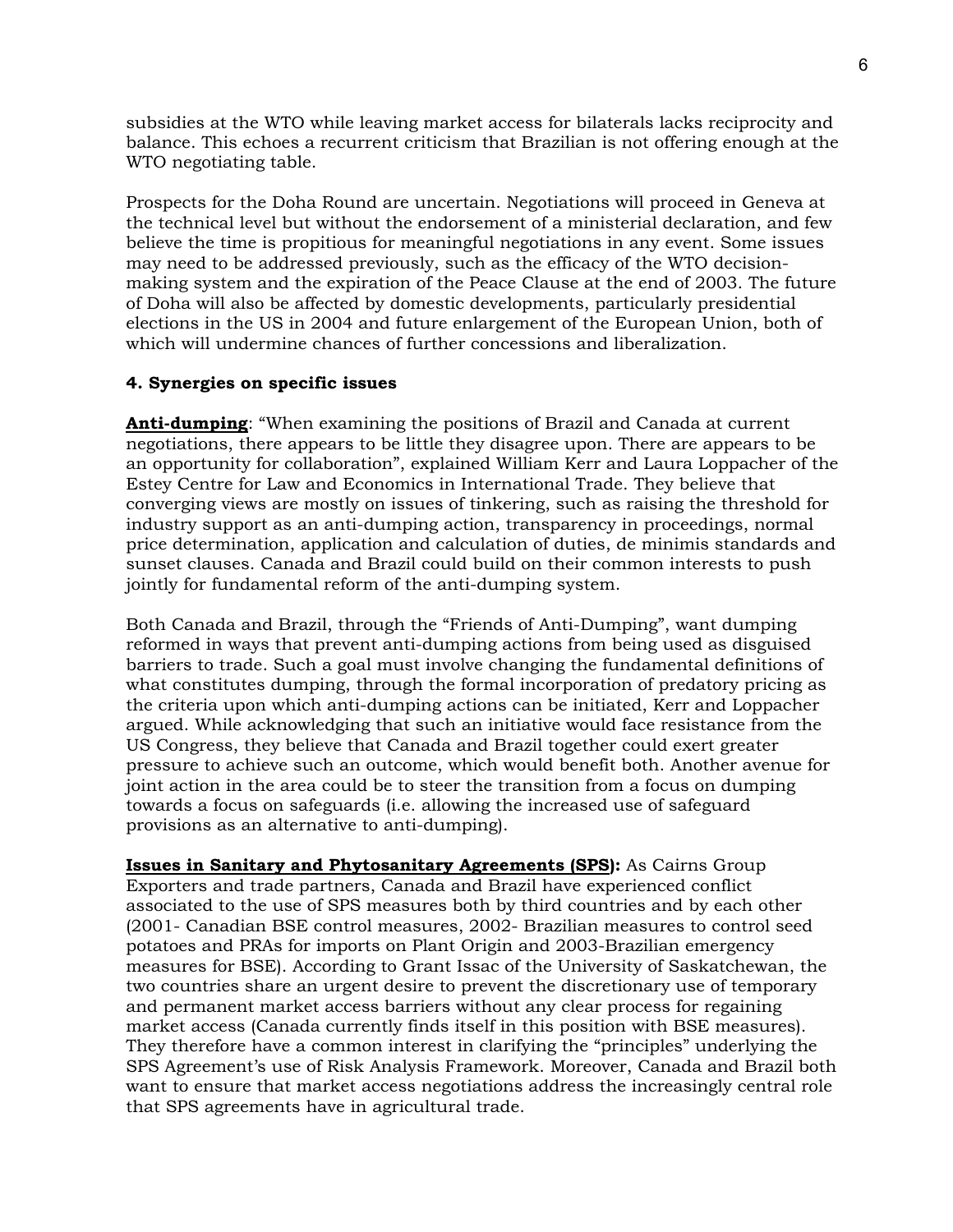subsidies at the WTO while leaving market access for bilaterals lacks reciprocity and balance. This echoes a recurrent criticism that Brazilian is not offering enough at the WTO negotiating table.

Prospects for the Doha Round are uncertain. Negotiations will proceed in Geneva at the technical level but without the endorsement of a ministerial declaration, and few believe the time is propitious for meaningful negotiations in any event. Some issues may need to be addressed previously, such as the efficacy of the WTO decision-making system and the expiration of the Peace Clause at the end of 2003. The future of Doha will also be affected by domestic developments, particularly presidential elections in the US in 2004 and future enlargement of the European Union, both of which will undermine chances of further concessions and liberalization.

### 4. Synergies on specific issues

**Anti-dumping**: "When examining the positions of Brazil and Canada at current negotiations, there appears to be little they disagree upon. There are appears to be an opportunity for collaboration", explained William Kerr and Laura Loppacher of the Estey Centre for Law and Economics in International Trade. They believe that converging views are mostly on issues of tinkering, such as raising the threshold for industry support as an anti-dumping action, transparency in proceedings, normal price determination, application and calculation of duties, de minimis standards and sunset clauses. Canada and Brazil could build on their common interests to push jointly for fundamental reform of the anti-dumping system.

Both Canada and Brazil, through the "Friends of Anti-Dumping", want dumping reformed in ways that prevent anti-dumping actions from being used as disguised barriers to trade. Such a goal must involve changing the fundamental definitions of what constitutes dumping, through the formal incorporation of predatory pricing as the criteria upon which anti-dumping actions can be initiated, Kerr and Loppacher argued. While acknowledging that such an initiative would face resistance from the US Congress, they believe that Canada and Brazil together could exert greater pressure to achieve such an outcome, which would benefit both. Another avenue for joint action in the area could be to steer the transition from a focus on dumping towards a focus on safeguards (i.e. allowing the increased use of safeguard provisions as an alternative to anti-dumping).

**Issues in Sanitary and Phytosanitary Agreements (SPS):** As Cairns Group Exporters and trade partners, Canada and Brazil have experienced conflict associated to the use of SPS measures both by third countries and by each other (2001- Canadian BSE control measures, 2002- Brazilian measures to control seed potatoes and PRAs for imports on Plant Origin and 2003-Brazilian emergency measures for BSE). According to Grant Issac of the University of Saskatchewan, the two countries share an urgent desire to prevent the discretionary use of temporary and permanent market access barriers without any clear process for regaining market access (Canada currently finds itself in this position with BSE measures). They therefore have a common interest in clarifying the "principles" underlying the SPS Agreement's use of Risk Analysis Framework. Moreover, Canada and Brazil both want to ensure that market access negotiations address the increasingly central role that SPS agreements have in agricultural trade.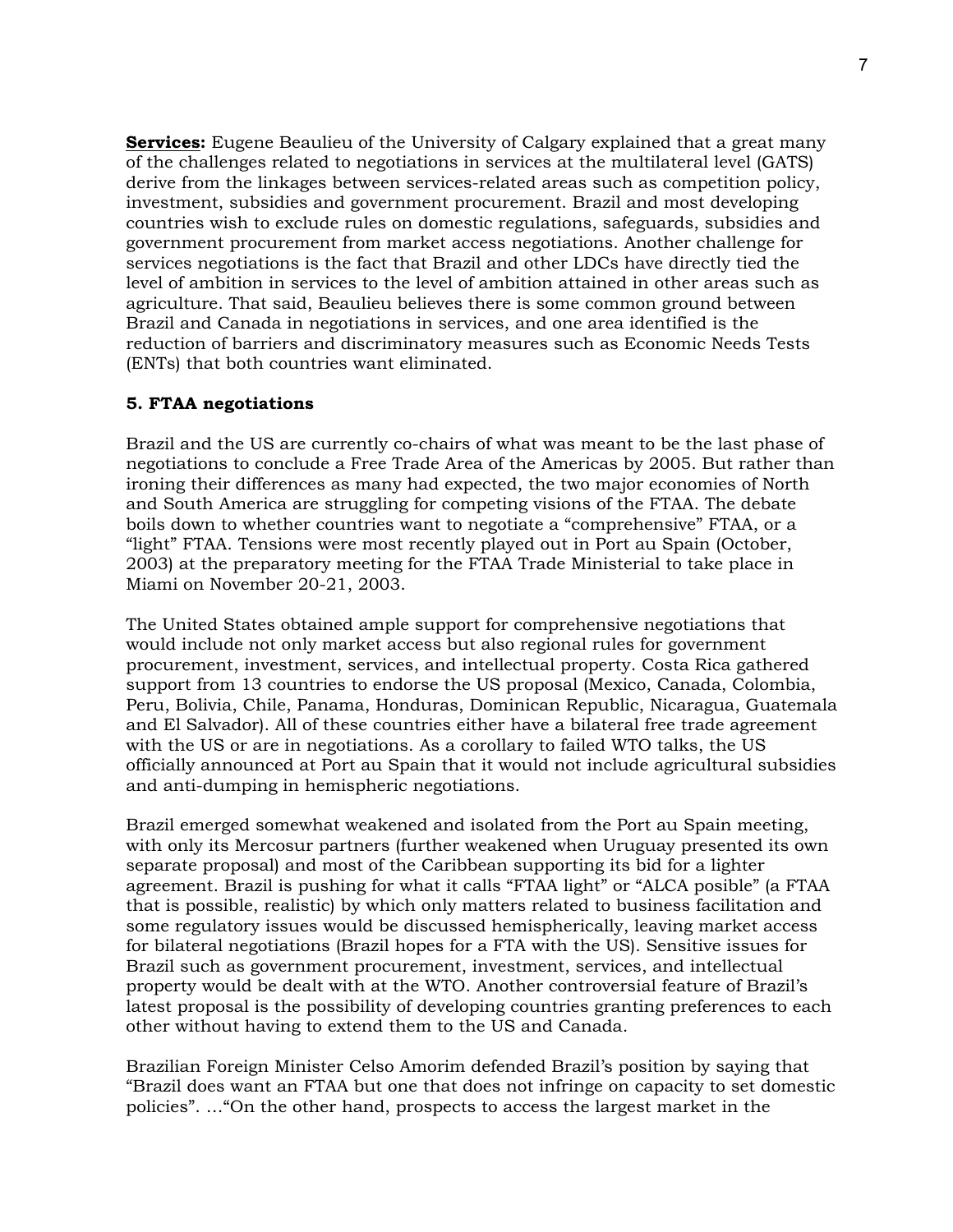**<u>Services:</u>** Eugene Beaulieu of the University of Calgary explained that a great many of the challenges related to negotiations in services at the multilateral level (GATS) derive from the linkages between services-related areas such as competition policy, investment, subsidies and government procurement. Brazil and most developing countries wish to exclude rules on domestic regulations, safeguards, subsidies and government procurement from market access negotiations. Another challenge for services negotiations is the fact that Brazil and other LDCs have directly tied the level of ambition in services to the level of ambition attained in other areas such as agriculture. That said, Beaulieu believes there is some common ground between Brazil and Canada in negotiations in services, and one area identified is the reduction of barriers and discriminatory measures such as Economic Needs Tests (ENTs) that both countries want eliminated.

### 5. FTAA negotiations

Brazil and the US are currently co-chairs of what was meant to be the last phase of negotiations to conclude a Free Trade Area of the Americas by 2005. But rather than ironing their differences as many had expected, the two major economies of North and South America are struggling for competing visions of the FTAA. The debate boils down to whether countries want to negotiate a "comprehensive" FTAA, or a "light" FTAA. Tensions were most recently played out in Port au Spain (October, 2003) at the preparatory meeting for the FTAA Trade Ministerial to take place in Miami on November 20-21, 2003.

The United States obtained ample support for comprehensive negotiations that would include not only market access but also regional rules for government procurement, investment, services, and intellectual property. Costa Rica gathered support from 13 countries to endorse the US proposal (Mexico, Canada, Colombia, Peru, Bolivia, Chile, Panama, Honduras, Dominican Republic, Nicaragua, Guatemala and El Salvador). All of these countries either have a bilateral free trade agreement with the US or are in negotiations. As a corollary to failed WTO talks, the US officially announced at Port au Spain that it would not include agricultural subsidies and anti-dumping in hemispheric negotiations.

Brazil emerged somewhat weakened and isolated from the Port au Spain meeting, with only its Mercosur partners (further weakened when Uruguay presented its own separate proposal) and most of the Caribbean supporting its bid for a lighter agreement. Brazil is pushing for what it calls "FTAA light" or "ALCA posible" (a FTAA that is possible, realistic) by which only matters related to business facilitation and some regulatory issues would be discussed hemispherically, leaving market access for bilateral negotiations (Brazil hopes for a FTA with the US). Sensitive issues for Brazil such as government procurement, investment, services, and intellectual property would be dealt with at the WTO. Another controversial feature of Brazil's latest proposal is the possibility of developing countries granting preferences to each other without having to extend them to the US and Canada.

Brazilian Foreign Minister Celso Amorim defended Brazil's position by saying that "Brazil does want an FTAA but one that does not infringe on capacity to set domestic policies". …"On the other hand, prospects to access the largest market in the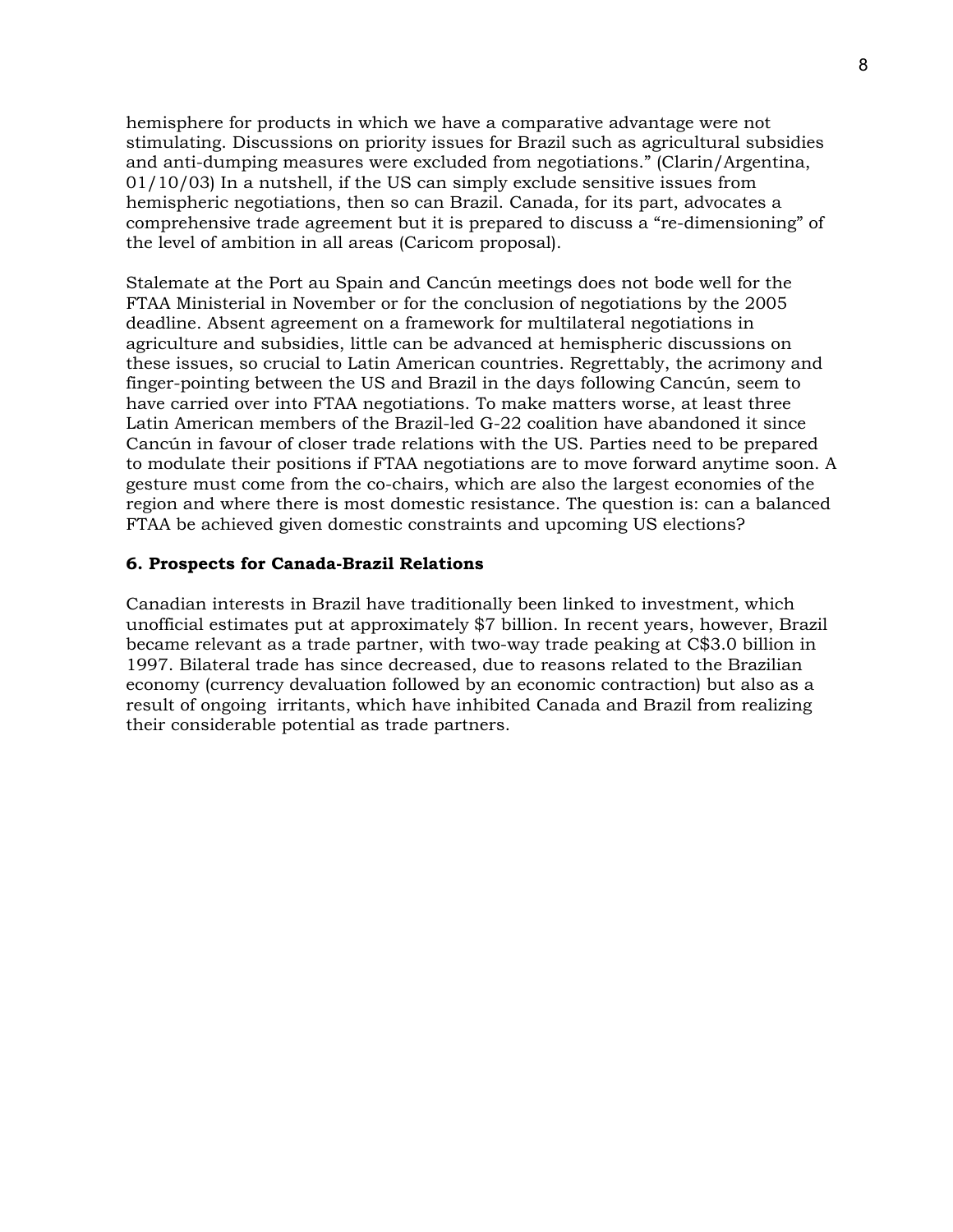hemisphere for products in which we have a comparative advantage were not stimulating. Discussions on priority issues for Brazil such as agricultural subsidies and anti-dumping measures were excluded from negotiations." (Clarin/Argentina, 01/10/03) In a nutshell, if the US can simply exclude sensitive issues from hemispheric negotiations, then so can Brazil. Canada, for its part, advocates a comprehensive trade agreement but it is prepared to discuss a "re-dimensioning" of the level of ambition in all areas (Caricom proposal).

Stalemate at the Port au Spain and Cancún meetings does not bode well for the FTAA Ministerial in November or for the conclusion of negotiations by the 2005 deadline. Absent agreement on a framework for multilateral negotiations in agriculture and subsidies, little can be advanced at hemispheric discussions on these issues, so crucial to Latin American countries. Regrettably, the acrimony and finger-pointing between the US and Brazil in the days following Cancún, seem to have carried over into FTAA negotiations. To make matters worse, at least three Latin American members of the Brazil-led G-22 coalition have abandoned it since Cancún in favour of closer trade relations with the US. Parties need to be prepared to modulate their positions if FTAA negotiations are to move forward anytime soon. A gesture must come from the co-chairs, which are also the largest economies of the region and where there is most domestic resistance. The question is: can a balanced FTAA be achieved given domestic constraints and upcoming US elections?

### 6. Prospects for Canada-Brazil Relations

Canadian interests in Brazil have traditionally been linked to investment, which unofficial estimates put at approximately $7 billion. In recent years, however, Brazil became relevant as a trade partner, with two-way trade peaking at C$3.0 billion in 1997. Bilateral trade has since decreased, due to reasons related to the Brazilian economy (currency devaluation followed by an economic contraction) but also as a result of ongoing irritants, which have inhibited Canada and Brazil from realizing their considerable potential as trade partners.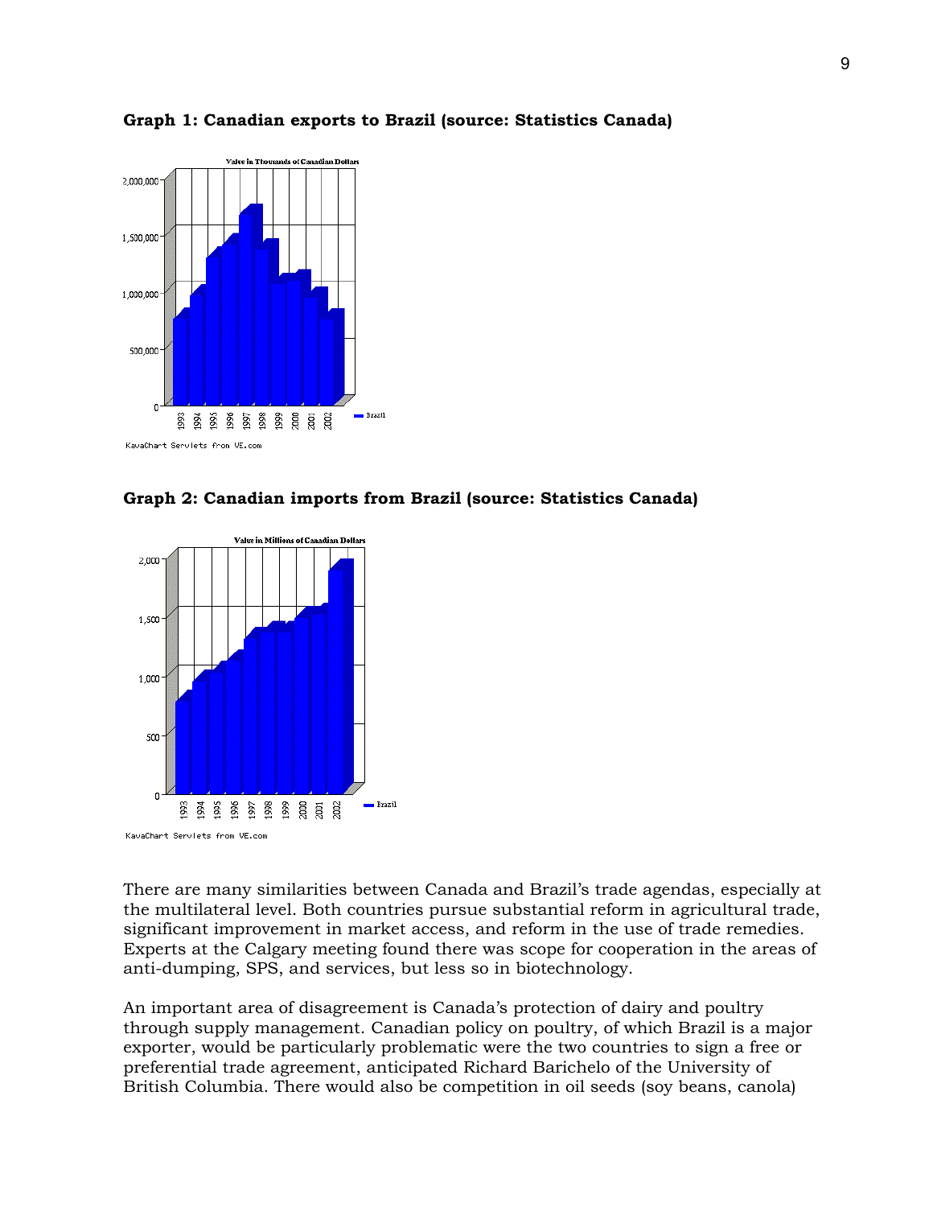**Graph 1: Canadian exports to Brazil (source: Statistics Canada)**

Value in Thousands of Canadian Dollars

2,000,000
1,500,000
1,000,000
500,000
0

1993 1994 1995 1996 1997 1998 1999 2000 2001 2002

Brazil

KavaChart Servlets from VE.com

**Graph 2: Canadian imports from Brazil (source: Statistics Canada)**

Value in Millions of Canadian Dollars

2,000
1,500
1,000
500
0

1993 1994 1995 1996 1997 1998 1999 2000 2001 2002

Brazil

KavaChart Servlets from VE.com

There are many similarities between Canada and Brazil's trade agendas, especially at the multilateral level. Both countries pursue substantial reform in agricultural trade, significant improvement in market access, and reform in the use of trade remedies. Experts at the Calgary meeting found there was scope for cooperation in the areas of anti-dumping, SPS, and services, but less so in biotechnology.

An important area of disagreement is Canada's protection of dairy and poultry through supply management. Canadian policy on poultry, of which Brazil is a major exporter, would be particularly problematic were the two countries to sign a free or preferential trade agreement, anticipated Richard Barichelo of the University of British Columbia. There would also be competition in oil seeds (soy beans, canola)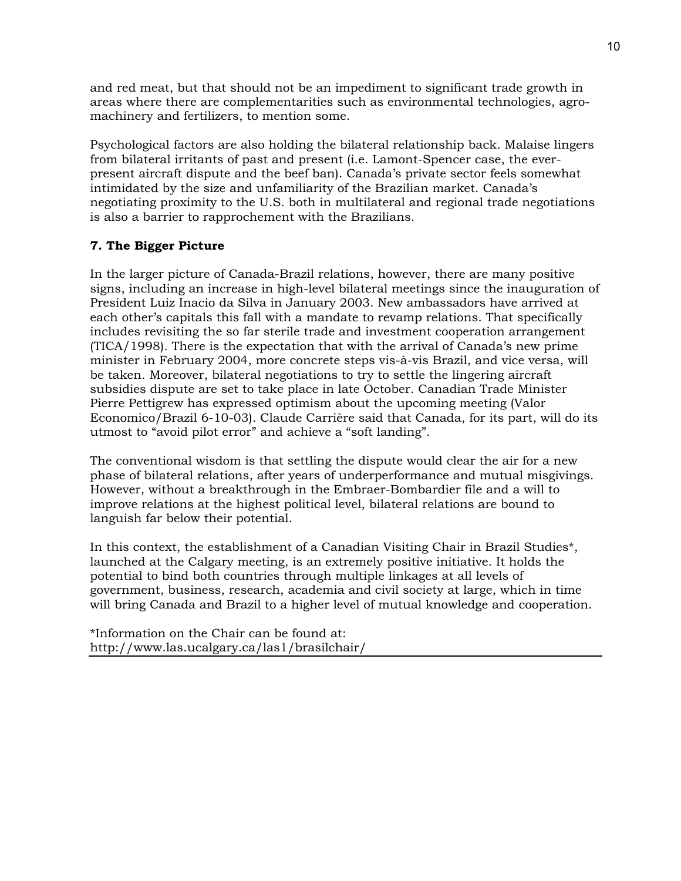and red meat, but that should not be an impediment to significant trade growth in areas where there are complementarities such as environmental technologies, agro-machinery and fertilizers, to mention some.

Psychological factors are also holding the bilateral relationship back. Malaise lingers from bilateral irritants of past and present (i.e. Lamont-Spencer case, the ever-present aircraft dispute and the beef ban). Canada's private sector feels somewhat intimidated by the size and unfamiliarity of the Brazilian market. Canada's negotiating proximity to the U.S. both in multilateral and regional trade negotiations is also a barrier to rapprochement with the Brazilians.

## 7. The Bigger Picture

In the larger picture of Canada-Brazil relations, however, there are many positive signs, including an increase in high-level bilateral meetings since the inauguration of President Luiz Inacio da Silva in January 2003. New ambassadors have arrived at each other's capitals this fall with a mandate to revamp relations. That specifically includes revisiting the so far sterile trade and investment cooperation arrangement (TICA/1998). There is the expectation that with the arrival of Canada's new prime minister in February 2004, more concrete steps vis-à-vis Brazil, and vice versa, will be taken. Moreover, bilateral negotiations to try to settle the lingering aircraft subsidies dispute are set to take place in late October. Canadian Trade Minister Pierre Pettigrew has expressed optimism about the upcoming meeting (Valor Economico/Brazil 6-10-03). Claude Carrière said that Canada, for its part, will do its utmost to "avoid pilot error" and achieve a "soft landing".

The conventional wisdom is that settling the dispute would clear the air for a new phase of bilateral relations, after years of underperformance and mutual misgivings. However, without a breakthrough in the Embraer-Bombardier file and a will to improve relations at the highest political level, bilateral relations are bound to languish far below their potential.

In this context, the establishment of a Canadian Visiting Chair in Brazil Studies*, launched at the Calgary meeting, is an extremely positive initiative. It holds the potential to bind both countries through multiple linkages at all levels of government, business, research, academia and civil society at large, which in time will bring Canada and Brazil to a higher level of mutual knowledge and cooperation.

*Information on the Chair can be found at:
http://www.las.ucalgary.ca/las1/brasilchair/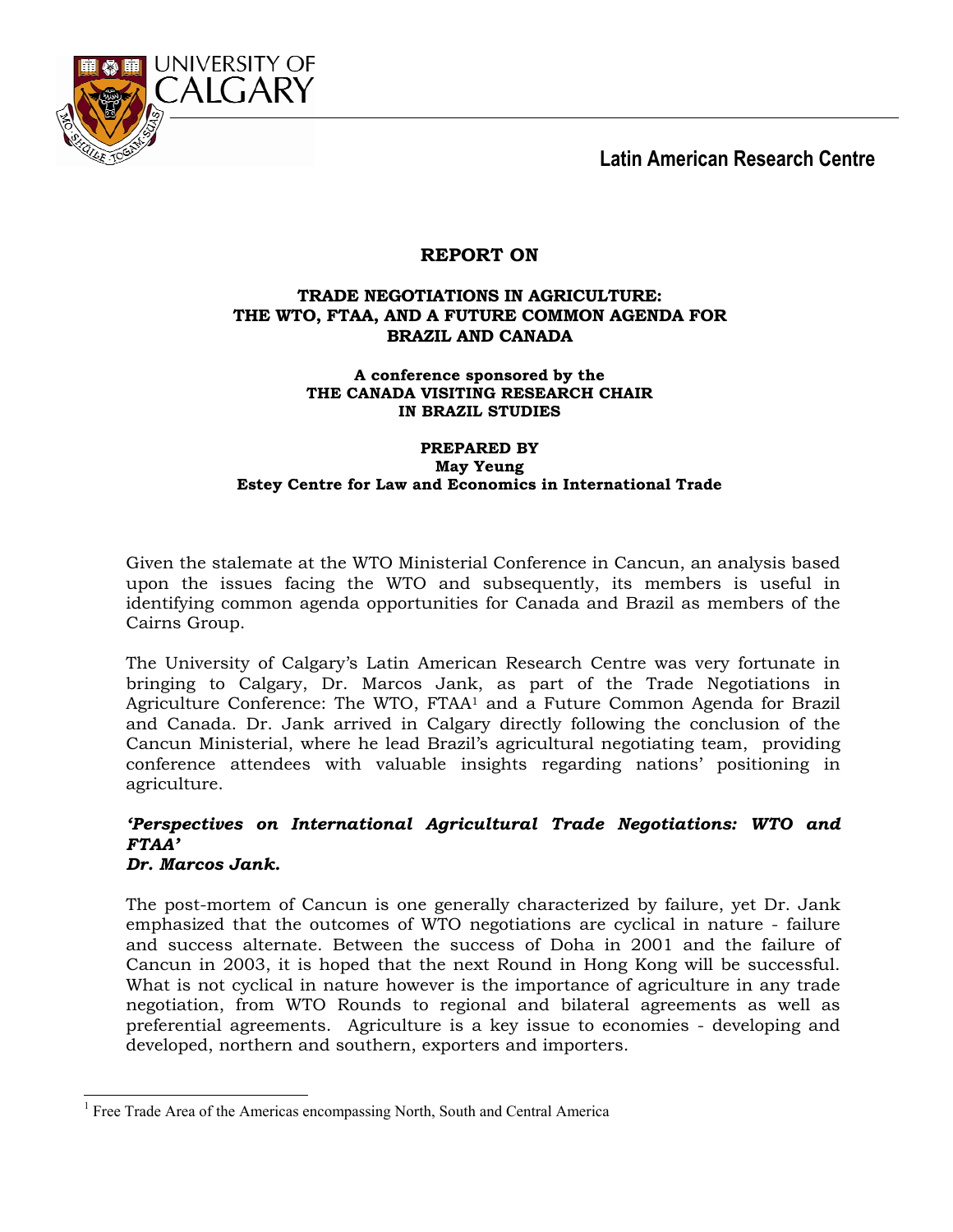University of Calgary

Latin American Research Centre

# REPORT ON

## TRADE NEGOTIATIONS IN AGRICULTURE: THE WTO, FTAA, AND A FUTURE COMMON AGENDA FOR BRAZIL AND CANADA

**A conference sponsored by the THE CANADA VISITING RESEARCH CHAIR IN BRAZIL STUDIES**

**PREPARED BY**
**May Yeung**
**Estey Centre for Law and Economics in International Trade**

Given the stalemate at the WTO Ministerial Conference in Cancun, an analysis based upon the issues facing the WTO and subsequently, its members is useful in identifying common agenda opportunities for Canada and Brazil as members of the Cairns Group.

The University of Calgary's Latin American Research Centre was very fortunate in bringing to Calgary, Dr. Marcos Jank, as part of the Trade Negotiations in Agriculture Conference: The WTO, FTAA[1] and a Future Common Agenda for Brazil and Canada. Dr. Jank arrived in Calgary directly following the conclusion of the Cancun Ministerial, where he lead Brazil's agricultural negotiating team, providing conference attendees with valuable insights regarding nations' positioning in agriculture.

***'Perspectives on International Agricultural Trade Negotiations: WTO and FTAA'***
***Dr. Marcos Jank.***

The post-mortem of Cancun is one generally characterized by failure, yet Dr. Jank emphasized that the outcomes of WTO negotiations are cyclical in nature - failure and success alternate. Between the success of Doha in 2001 and the failure of Cancun in 2003, it is hoped that the next Round in Hong Kong will be successful. What is not cyclical in nature however is the importance of agriculture in any trade negotiation, from WTO Rounds to regional and bilateral agreements as well as preferential agreements. Agriculture is a key issue to economies - developing and developed, northern and southern, exporters and importers.

[1] Free Trade Area of the Americas encompassing North, South and Central America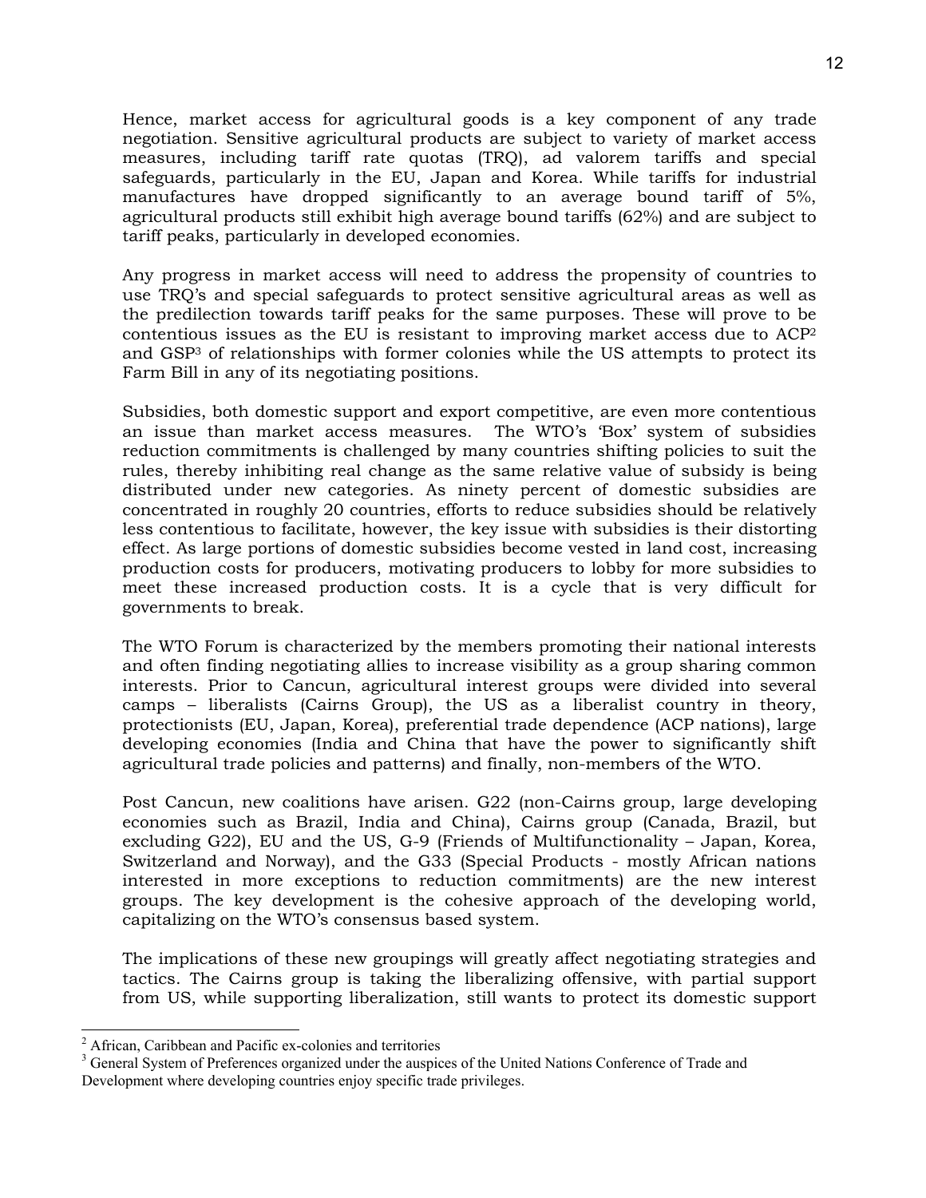Hence, market access for agricultural goods is a key component of any trade negotiation. Sensitive agricultural products are subject to variety of market access measures, including tariff rate quotas (TRQ), ad valorem tariffs and special safeguards, particularly in the EU, Japan and Korea. While tariffs for industrial manufactures have dropped significantly to an average bound tariff of 5%, agricultural products still exhibit high average bound tariffs (62%) and are subject to tariff peaks, particularly in developed economies.

Any progress in market access will need to address the propensity of countries to use TRQ's and special safeguards to protect sensitive agricultural areas as well as the predilection towards tariff peaks for the same purposes. These will prove to be contentious issues as the EU is resistant to improving market access due to ACP[2] and GSP[3] of relationships with former colonies while the US attempts to protect its Farm Bill in any of its negotiating positions.

Subsidies, both domestic support and export competitive, are even more contentious an issue than market access measures. The WTO's 'Box' system of subsidies reduction commitments is challenged by many countries shifting policies to suit the rules, thereby inhibiting real change as the same relative value of subsidy is being distributed under new categories. As ninety percent of domestic subsidies are concentrated in roughly 20 countries, efforts to reduce subsidies should be relatively less contentious to facilitate, however, the key issue with subsidies is their distorting effect. As large portions of domestic subsidies become vested in land cost, increasing production costs for producers, motivating producers to lobby for more subsidies to meet these increased production costs. It is a cycle that is very difficult for governments to break.

The WTO Forum is characterized by the members promoting their national interests and often finding negotiating allies to increase visibility as a group sharing common interests. Prior to Cancun, agricultural interest groups were divided into several camps – liberalists (Cairns Group), the US as a liberalist country in theory, protectionists (EU, Japan, Korea), preferential trade dependence (ACP nations), large developing economies (India and China that have the power to significantly shift agricultural trade policies and patterns) and finally, non-members of the WTO.

Post Cancun, new coalitions have arisen. G22 (non-Cairns group, large developing economies such as Brazil, India and China), Cairns group (Canada, Brazil, but excluding G22), EU and the US, G-9 (Friends of Multifunctionality – Japan, Korea, Switzerland and Norway), and the G33 (Special Products - mostly African nations interested in more exceptions to reduction commitments) are the new interest groups. The key development is the cohesive approach of the developing world, capitalizing on the WTO's consensus based system.

The implications of these new groupings will greatly affect negotiating strategies and tactics. The Cairns group is taking the liberalizing offensive, with partial support from US, while supporting liberalization, still wants to protect its domestic support

---

[2] African, Caribbean and Pacific ex-colonies and territories

[3] General System of Preferences organized under the auspices of the United Nations Conference of Trade and Development where developing countries enjoy specific trade privileges.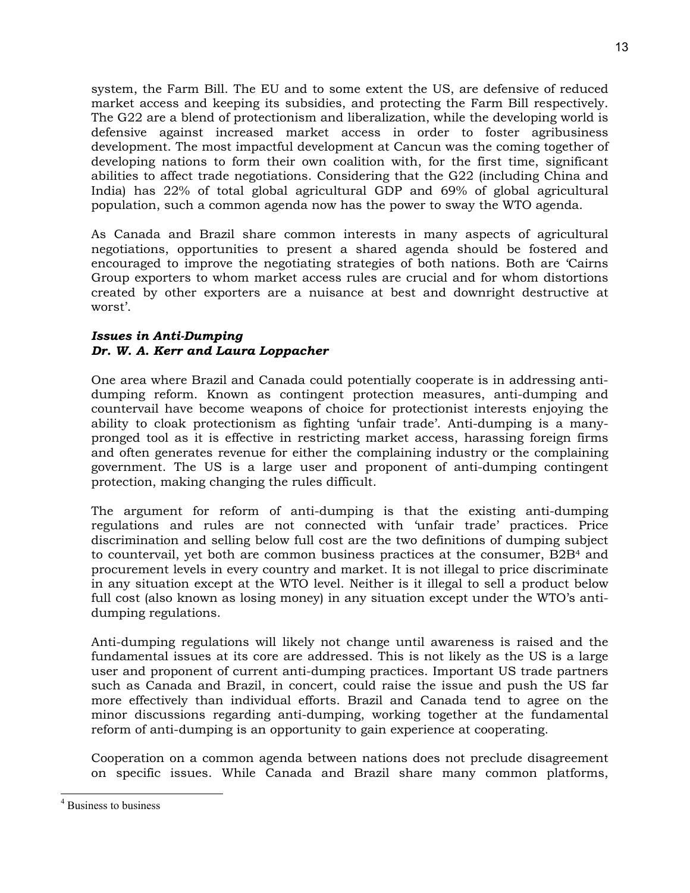system, the Farm Bill. The EU and to some extent the US, are defensive of reduced market access and keeping its subsidies, and protecting the Farm Bill respectively. The G22 are a blend of protectionism and liberalization, while the developing world is defensive against increased market access in order to foster agribusiness development. The most impactful development at Cancun was the coming together of developing nations to form their own coalition with, for the first time, significant abilities to affect trade negotiations. Considering that the G22 (including China and India) has 22% of total global agricultural GDP and 69% of global agricultural population, such a common agenda now has the power to sway the WTO agenda.

As Canada and Brazil share common interests in many aspects of agricultural negotiations, opportunities to present a shared agenda should be fostered and encouraged to improve the negotiating strategies of both nations. Both are 'Cairns Group exporters to whom market access rules are crucial and for whom distortions created by other exporters are a nuisance at best and downright destructive at worst'.

***Issues in Anti-Dumping***
***Dr. W. A. Kerr and Laura Loppacher***

One area where Brazil and Canada could potentially cooperate is in addressing anti-dumping reform. Known as contingent protection measures, anti-dumping and countervail have become weapons of choice for protectionist interests enjoying the ability to cloak protectionism as fighting 'unfair trade'. Anti-dumping is a many-pronged tool as it is effective in restricting market access, harassing foreign firms and often generates revenue for either the complaining industry or the complaining government. The US is a large user and proponent of anti-dumping contingent protection, making changing the rules difficult.

The argument for reform of anti-dumping is that the existing anti-dumping regulations and rules are not connected with 'unfair trade' practices. Price discrimination and selling below full cost are the two definitions of dumping subject to countervail, yet both are common business practices at the consumer, B2B[4] and procurement levels in every country and market. It is not illegal to price discriminate in any situation except at the WTO level. Neither is it illegal to sell a product below full cost (also known as losing money) in any situation except under the WTO's anti-dumping regulations.

Anti-dumping regulations will likely not change until awareness is raised and the fundamental issues at its core are addressed. This is not likely as the US is a large user and proponent of current anti-dumping practices. Important US trade partners such as Canada and Brazil, in concert, could raise the issue and push the US far more effectively than individual efforts. Brazil and Canada tend to agree on the minor discussions regarding anti-dumping, working together at the fundamental reform of anti-dumping is an opportunity to gain experience at cooperating.

Cooperation on a common agenda between nations does not preclude disagreement on specific issues. While Canada and Brazil share many common platforms,

[4] Business to business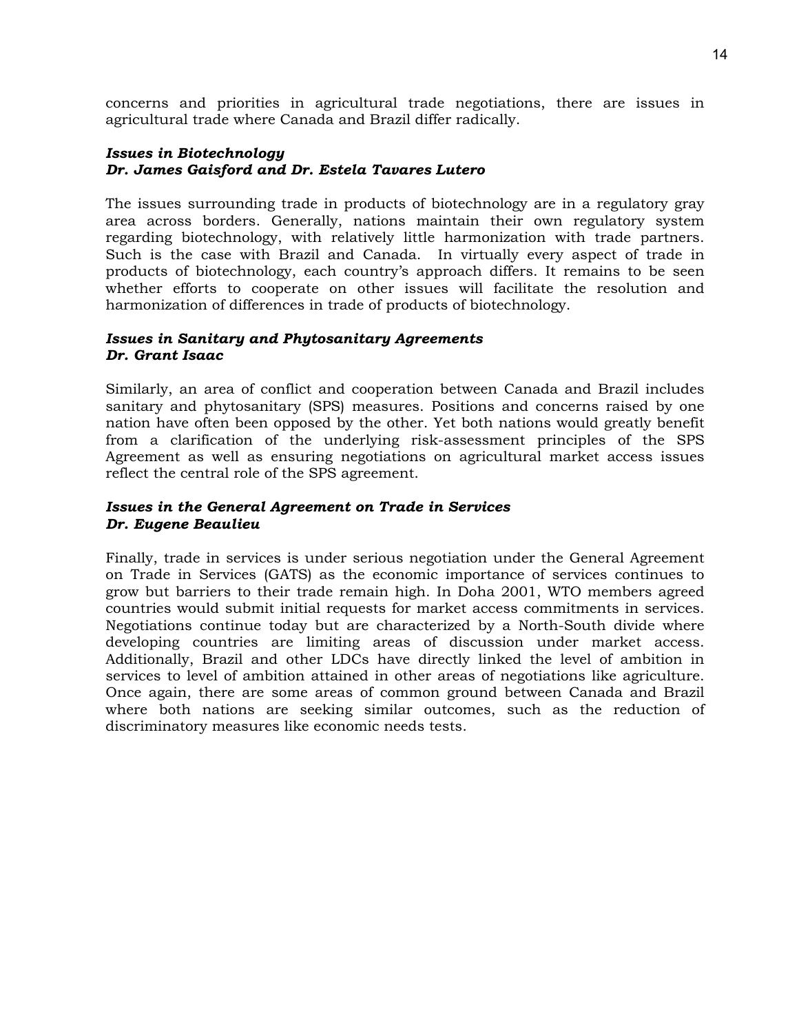concerns and priorities in agricultural trade negotiations, there are issues in agricultural trade where Canada and Brazil differ radically.

***Issues in Biotechnology***
***Dr. James Gaisford and Dr. Estela Tavares Lutero***

The issues surrounding trade in products of biotechnology are in a regulatory gray area across borders. Generally, nations maintain their own regulatory system regarding biotechnology, with relatively little harmonization with trade partners. Such is the case with Brazil and Canada. In virtually every aspect of trade in products of biotechnology, each country's approach differs. It remains to be seen whether efforts to cooperate on other issues will facilitate the resolution and harmonization of differences in trade of products of biotechnology.

***Issues in Sanitary and Phytosanitary Agreements***
***Dr. Grant Isaac***

Similarly, an area of conflict and cooperation between Canada and Brazil includes sanitary and phytosanitary (SPS) measures. Positions and concerns raised by one nation have often been opposed by the other. Yet both nations would greatly benefit from a clarification of the underlying risk-assessment principles of the SPS Agreement as well as ensuring negotiations on agricultural market access issues reflect the central role of the SPS agreement.

***Issues in the General Agreement on Trade in Services***
***Dr. Eugene Beaulieu***

Finally, trade in services is under serious negotiation under the General Agreement on Trade in Services (GATS) as the economic importance of services continues to grow but barriers to their trade remain high. In Doha 2001, WTO members agreed countries would submit initial requests for market access commitments in services. Negotiations continue today but are characterized by a North-South divide where developing countries are limiting areas of discussion under market access. Additionally, Brazil and other LDCs have directly linked the level of ambition in services to level of ambition attained in other areas of negotiations like agriculture. Once again, there are some areas of common ground between Canada and Brazil where both nations are seeking similar outcomes, such as the reduction of discriminatory measures like economic needs tests.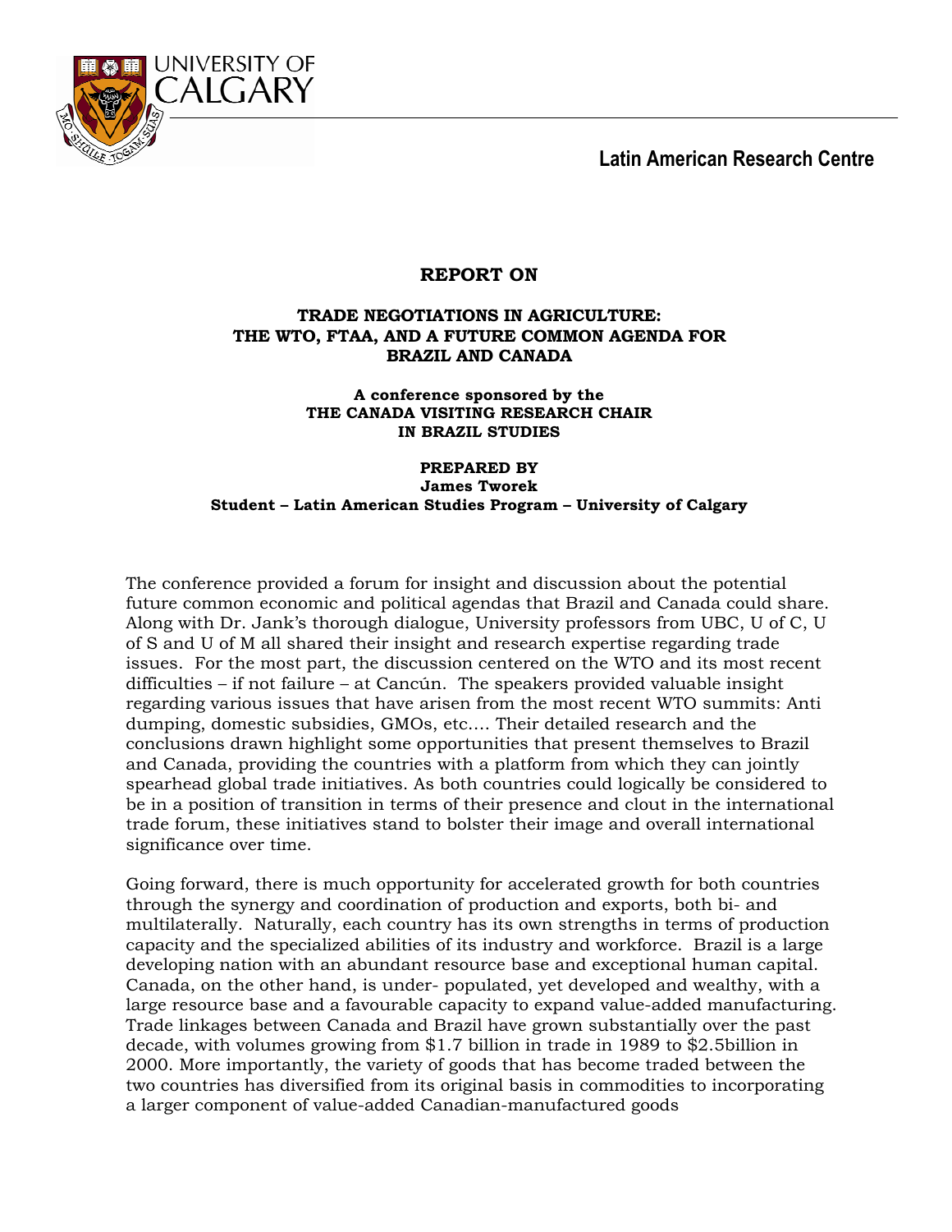**Latin American Research Centre**

**REPORT ON**

**TRADE NEGOTIATIONS IN AGRICULTURE: THE WTO, FTAA, AND A FUTURE COMMON AGENDA FOR BRAZIL AND CANADA**

**A conference sponsored by the THE CANADA VISITING RESEARCH CHAIR IN BRAZIL STUDIES**

**PREPARED BY**
**James Tworek**
**Student – Latin American Studies Program – University of Calgary**

The conference provided a forum for insight and discussion about the potential future common economic and political agendas that Brazil and Canada could share. Along with Dr. Jank's thorough dialogue, University professors from UBC, U of C, U of S and U of M all shared their insight and research expertise regarding trade issues. For the most part, the discussion centered on the WTO and its most recent difficulties – if not failure – at Cancún. The speakers provided valuable insight regarding various issues that have arisen from the most recent WTO summits: Anti dumping, domestic subsidies, GMOs, etc.... Their detailed research and the conclusions drawn highlight some opportunities that present themselves to Brazil and Canada, providing the countries with a platform from which they can jointly spearhead global trade initiatives. As both countries could logically be considered to be in a position of transition in terms of their presence and clout in the international trade forum, these initiatives stand to bolster their image and overall international significance over time.

Going forward, there is much opportunity for accelerated growth for both countries through the synergy and coordination of production and exports, both bi- and multilaterally. Naturally, each country has its own strengths in terms of production capacity and the specialized abilities of its industry and workforce. Brazil is a large developing nation with an abundant resource base and exceptional human capital. Canada, on the other hand, is under- populated, yet developed and wealthy, with a large resource base and a favourable capacity to expand value-added manufacturing. Trade linkages between Canada and Brazil have grown substantially over the past decade, with volumes growing from $1.7 billion in trade in 1989 to $2.5billion in 2000. More importantly, the variety of goods that has become traded between the two countries has diversified from its original basis in commodities to incorporating a larger component of value-added Canadian-manufactured goods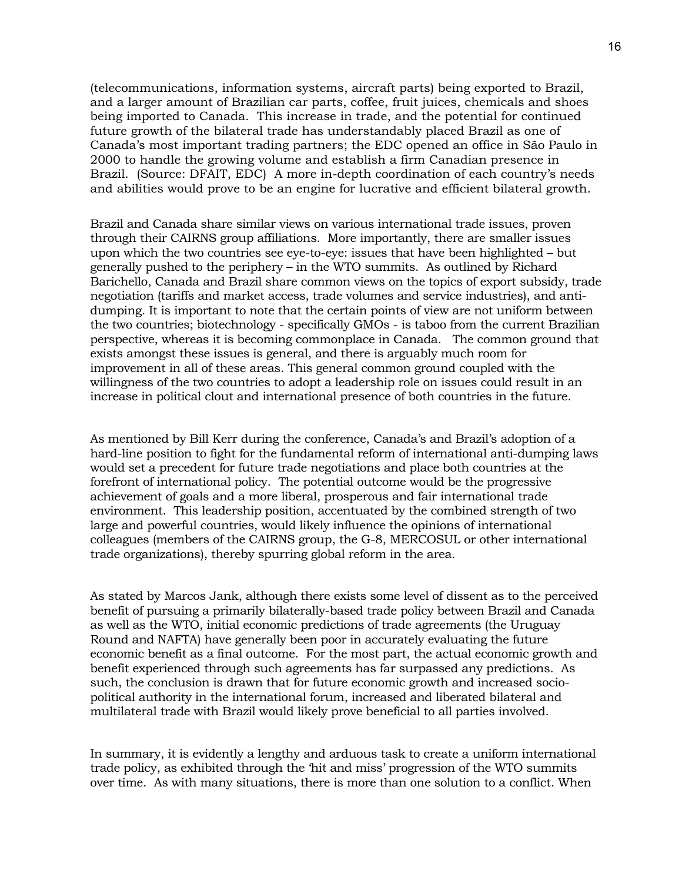(telecommunications, information systems, aircraft parts) being exported to Brazil, and a larger amount of Brazilian car parts, coffee, fruit juices, chemicals and shoes being imported to Canada. This increase in trade, and the potential for continued future growth of the bilateral trade has understandably placed Brazil as one of Canada's most important trading partners; the EDC opened an office in São Paulo in 2000 to handle the growing volume and establish a firm Canadian presence in Brazil. (Source: DFAIT, EDC) A more in-depth coordination of each country's needs and abilities would prove to be an engine for lucrative and efficient bilateral growth.

Brazil and Canada share similar views on various international trade issues, proven through their CAIRNS group affiliations. More importantly, there are smaller issues upon which the two countries see eye-to-eye: issues that have been highlighted – but generally pushed to the periphery – in the WTO summits. As outlined by Richard Barichello, Canada and Brazil share common views on the topics of export subsidy, trade negotiation (tariffs and market access, trade volumes and service industries), and anti-dumping. It is important to note that the certain points of view are not uniform between the two countries; biotechnology - specifically GMOs - is taboo from the current Brazilian perspective, whereas it is becoming commonplace in Canada. The common ground that exists amongst these issues is general, and there is arguably much room for improvement in all of these areas. This general common ground coupled with the willingness of the two countries to adopt a leadership role on issues could result in an increase in political clout and international presence of both countries in the future.

As mentioned by Bill Kerr during the conference, Canada's and Brazil's adoption of a hard-line position to fight for the fundamental reform of international anti-dumping laws would set a precedent for future trade negotiations and place both countries at the forefront of international policy. The potential outcome would be the progressive achievement of goals and a more liberal, prosperous and fair international trade environment. This leadership position, accentuated by the combined strength of two large and powerful countries, would likely influence the opinions of international colleagues (members of the CAIRNS group, the G-8, MERCOSUL or other international trade organizations), thereby spurring global reform in the area.

As stated by Marcos Jank, although there exists some level of dissent as to the perceived benefit of pursuing a primarily bilaterally-based trade policy between Brazil and Canada as well as the WTO, initial economic predictions of trade agreements (the Uruguay Round and NAFTA) have generally been poor in accurately evaluating the future economic benefit as a final outcome. For the most part, the actual economic growth and benefit experienced through such agreements has far surpassed any predictions. As such, the conclusion is drawn that for future economic growth and increased socio-political authority in the international forum, increased and liberated bilateral and multilateral trade with Brazil would likely prove beneficial to all parties involved.

In summary, it is evidently a lengthy and arduous task to create a uniform international trade policy, as exhibited through the 'hit and miss' progression of the WTO summits over time. As with many situations, there is more than one solution to a conflict. When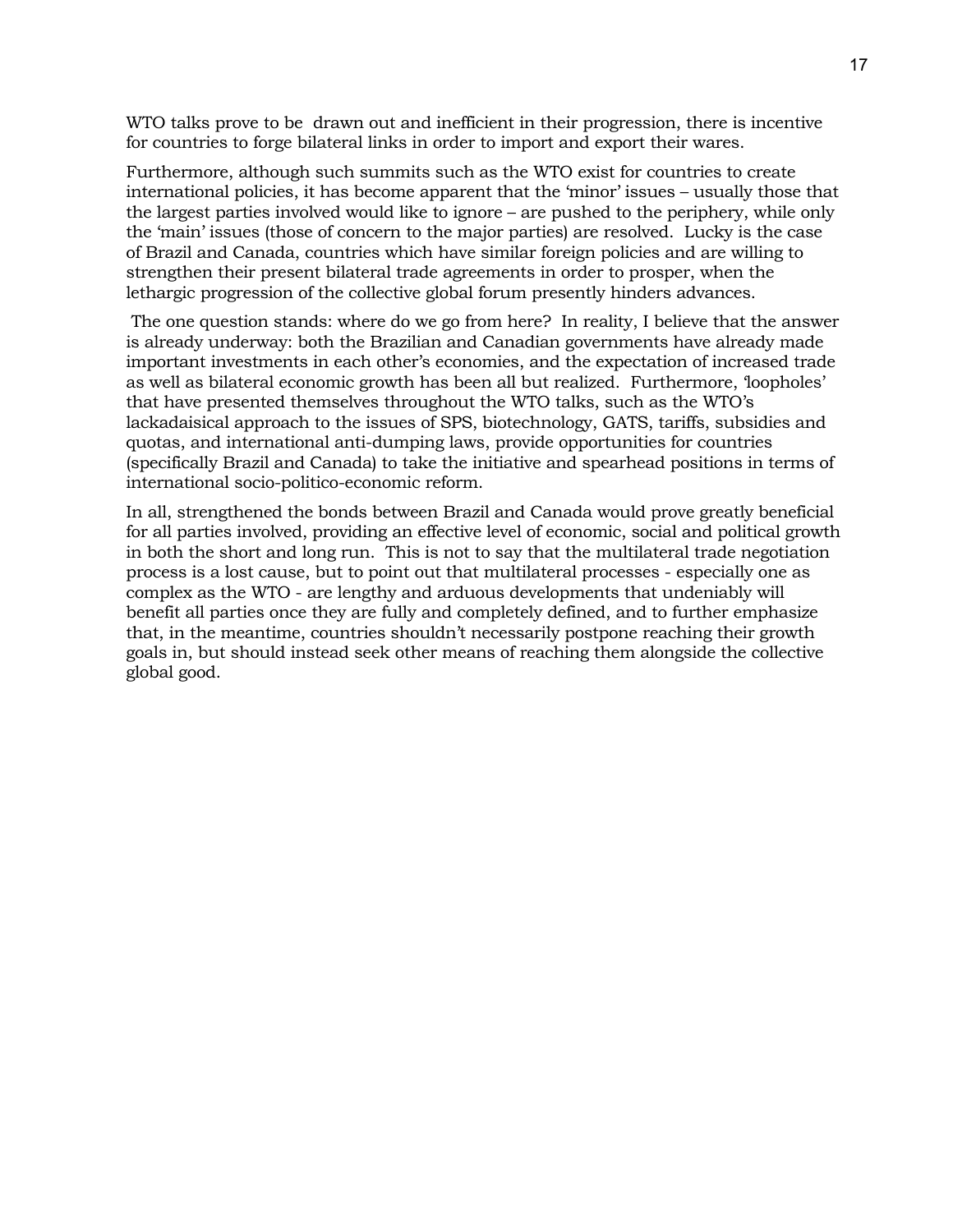WTO talks prove to be drawn out and inefficient in their progression, there is incentive for countries to forge bilateral links in order to import and export their wares.

Furthermore, although such summits such as the WTO exist for countries to create international policies, it has become apparent that the 'minor' issues – usually those that the largest parties involved would like to ignore – are pushed to the periphery, while only the 'main' issues (those of concern to the major parties) are resolved. Lucky is the case of Brazil and Canada, countries which have similar foreign policies and are willing to strengthen their present bilateral trade agreements in order to prosper, when the lethargic progression of the collective global forum presently hinders advances.

The one question stands: where do we go from here? In reality, I believe that the answer is already underway: both the Brazilian and Canadian governments have already made important investments in each other's economies, and the expectation of increased trade as well as bilateral economic growth has been all but realized. Furthermore, 'loopholes' that have presented themselves throughout the WTO talks, such as the WTO's lackadaisical approach to the issues of SPS, biotechnology, GATS, tariffs, subsidies and quotas, and international anti-dumping laws, provide opportunities for countries (specifically Brazil and Canada) to take the initiative and spearhead positions in terms of international socio-politico-economic reform.

In all, strengthened the bonds between Brazil and Canada would prove greatly beneficial for all parties involved, providing an effective level of economic, social and political growth in both the short and long run. This is not to say that the multilateral trade negotiation process is a lost cause, but to point out that multilateral processes - especially one as complex as the WTO - are lengthy and arduous developments that undeniably will benefit all parties once they are fully and completely defined, and to further emphasize that, in the meantime, countries shouldn't necessarily postpone reaching their growth goals in, but should instead seek other means of reaching them alongside the collective global good.